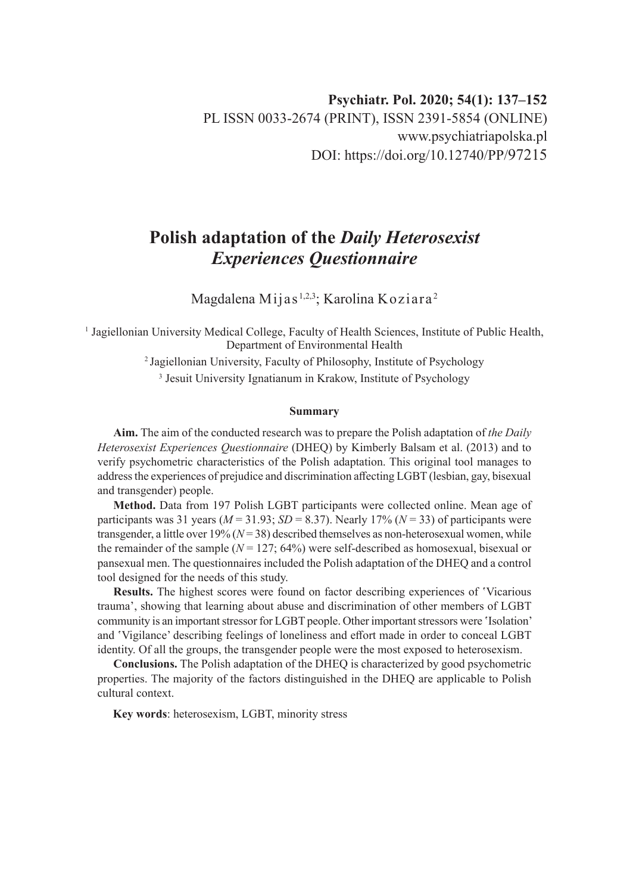**Psychiatr. Pol. 2020; 54(1): 137–152**
PL ISSN 0033-2674 (PRINT), ISSN 2391-5854 (ONLINE)
www.psychiatriapolska.pl
DOI: https://doi.org/10.12740/PP/97215

# Polish adaptation of the *Daily Heterosexist Experiences Questionnaire*

Magdalena Mijas[1,2,3]; Karolina Koziara[2]

[1] Jagiellonian University Medical College, Faculty of Health Sciences, Institute of Public Health, Department of Environmental Health

[2] Jagiellonian University, Faculty of Philosophy, Institute of Psychology

[3] Jesuit University Ignatianum in Krakow, Institute of Psychology

### Summary

**Aim.** The aim of the conducted research was to prepare the Polish adaptation of *the Daily Heterosexist Experiences Questionnaire* (DHEQ) by Kimberly Balsam et al. (2013) and to verify psychometric characteristics of the Polish adaptation. This original tool manages to address the experiences of prejudice and discrimination affecting LGBT (lesbian, gay, bisexual and transgender) people.

**Method.** Data from 197 Polish LGBT participants were collected online. Mean age of participants was 31 years ($M = 31.93$; $SD = 8.37$). Nearly 17% ($N = 33$) of participants were transgender, a little over 19% ($N = 38$) described themselves as non-heterosexual women, while the remainder of the sample ($N = 127$; 64%) were self-described as homosexual, bisexual or pansexual men. The questionnaires included the Polish adaptation of the DHEQ and a control tool designed for the needs of this study.

**Results.** The highest scores were found on factor describing experiences of 'Vicarious trauma', showing that learning about abuse and discrimination of other members of LGBT community is an important stressor for LGBT people. Other important stressors were 'Isolation' and 'Vigilance' describing feelings of loneliness and effort made in order to conceal LGBT identity. Of all the groups, the transgender people were the most exposed to heterosexism.

**Conclusions.** The Polish adaptation of the DHEQ is characterized by good psychometric properties. The majority of the factors distinguished in the DHEQ are applicable to Polish cultural context.

**Key words**: heterosexism, LGBT, minority stress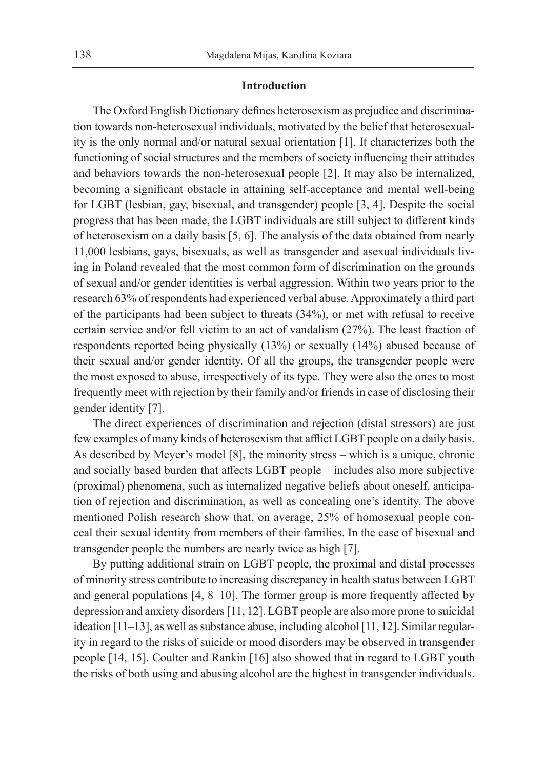## Introduction

The Oxford English Dictionary defines heterosexism as prejudice and discrimination towards non-heterosexual individuals, motivated by the belief that heterosexuality is the only normal and/or natural sexual orientation [1]. It characterizes both the functioning of social structures and the members of society influencing their attitudes and behaviors towards the non-heterosexual people [2]. It may also be internalized, becoming a significant obstacle in attaining self-acceptance and mental well-being for LGBT (lesbian, gay, bisexual, and transgender) people [3, 4]. Despite the social progress that has been made, the LGBT individuals are still subject to different kinds of heterosexism on a daily basis [5, 6]. The analysis of the data obtained from nearly 11,000 lesbians, gays, bisexuals, as well as transgender and asexual individuals living in Poland revealed that the most common form of discrimination on the grounds of sexual and/or gender identities is verbal aggression. Within two years prior to the research 63% of respondents had experienced verbal abuse. Approximately a third part of the participants had been subject to threats (34%), or met with refusal to receive certain service and/or fell victim to an act of vandalism (27%). The least fraction of respondents reported being physically (13%) or sexually (14%) abused because of their sexual and/or gender identity. Of all the groups, the transgender people were the most exposed to abuse, irrespectively of its type. They were also the ones to most frequently meet with rejection by their family and/or friends in case of disclosing their gender identity [7].

The direct experiences of discrimination and rejection (distal stressors) are just few examples of many kinds of heterosexism that afflict LGBT people on a daily basis. As described by Meyer's model [8], the minority stress – which is a unique, chronic and socially based burden that affects LGBT people – includes also more subjective (proximal) phenomena, such as internalized negative beliefs about oneself, anticipation of rejection and discrimination, as well as concealing one's identity. The above mentioned Polish research show that, on average, 25% of homosexual people conceal their sexual identity from members of their families. In the case of bisexual and transgender people the numbers are nearly twice as high [7].

By putting additional strain on LGBT people, the proximal and distal processes of minority stress contribute to increasing discrepancy in health status between LGBT and general populations [4, 8–10]. The former group is more frequently affected by depression and anxiety disorders [11, 12]. LGBT people are also more prone to suicidal ideation [11–13], as well as substance abuse, including alcohol [11, 12]. Similar regularity in regard to the risks of suicide or mood disorders may be observed in transgender people [14, 15]. Coulter and Rankin [16] also showed that in regard to LGBT youth the risks of both using and abusing alcohol are the highest in transgender individuals.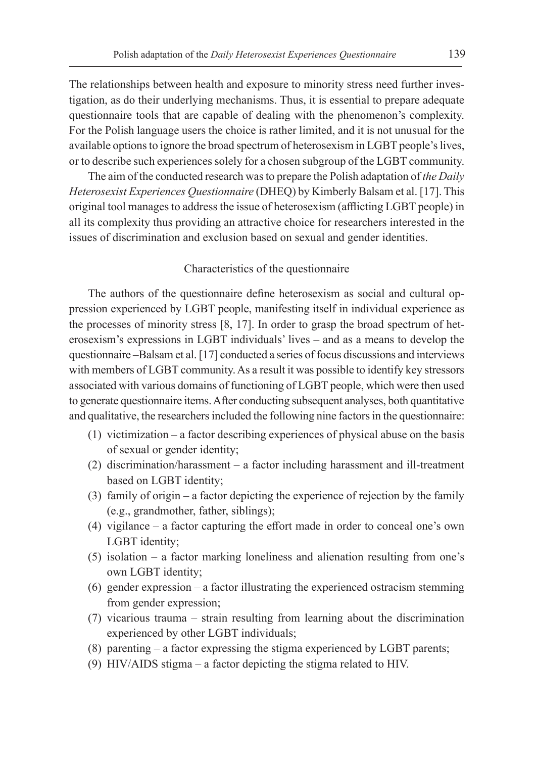The relationships between health and exposure to minority stress need further investigation, as do their underlying mechanisms. Thus, it is essential to prepare adequate questionnaire tools that are capable of dealing with the phenomenon's complexity. For the Polish language users the choice is rather limited, and it is not unusual for the available options to ignore the broad spectrum of heterosexism in LGBT people's lives, or to describe such experiences solely for a chosen subgroup of the LGBT community.

The aim of the conducted research was to prepare the Polish adaptation of *the Daily Heterosexist Experiences Questionnaire* (DHEQ) by Kimberly Balsam et al. [17]. This original tool manages to address the issue of heterosexism (afflicting LGBT people) in all its complexity thus providing an attractive choice for researchers interested in the issues of discrimination and exclusion based on sexual and gender identities.

## Characteristics of the questionnaire

The authors of the questionnaire define heterosexism as social and cultural oppression experienced by LGBT people, manifesting itself in individual experience as the processes of minority stress [8, 17]. In order to grasp the broad spectrum of heterosexism's expressions in LGBT individuals' lives – and as a means to develop the questionnaire –Balsam et al. [17] conducted a series of focus discussions and interviews with members of LGBT community. As a result it was possible to identify key stressors associated with various domains of functioning of LGBT people, which were then used to generate questionnaire items. After conducting subsequent analyses, both quantitative and qualitative, the researchers included the following nine factors in the questionnaire:

1. victimization – a factor describing experiences of physical abuse on the basis of sexual or gender identity;
2. discrimination/harassment – a factor including harassment and ill-treatment based on LGBT identity;
3. family of origin – a factor depicting the experience of rejection by the family (e.g., grandmother, father, siblings);
4. vigilance – a factor capturing the effort made in order to conceal one's own LGBT identity;
5. isolation – a factor marking loneliness and alienation resulting from one's own LGBT identity;
6. gender expression – a factor illustrating the experienced ostracism stemming from gender expression;
7. vicarious trauma – strain resulting from learning about the discrimination experienced by other LGBT individuals;
8. parenting – a factor expressing the stigma experienced by LGBT parents;
9. HIV/AIDS stigma – a factor depicting the stigma related to HIV.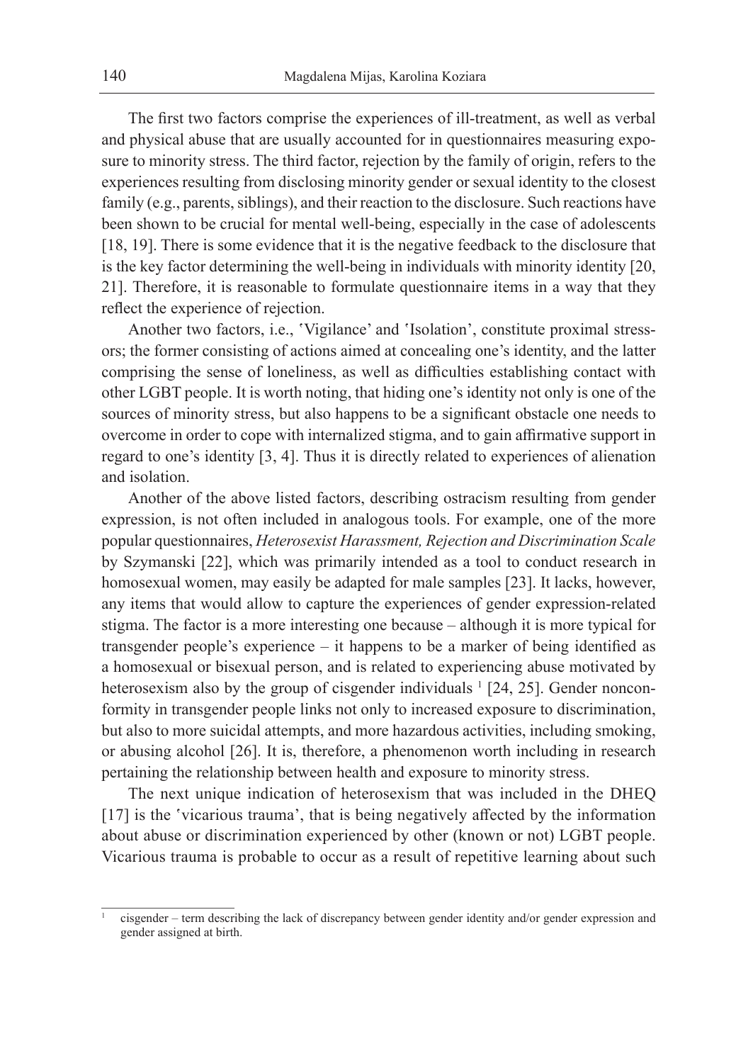The first two factors comprise the experiences of ill-treatment, as well as verbal and physical abuse that are usually accounted for in questionnaires measuring exposure to minority stress. The third factor, rejection by the family of origin, refers to the experiences resulting from disclosing minority gender or sexual identity to the closest family (e.g., parents, siblings), and their reaction to the disclosure. Such reactions have been shown to be crucial for mental well-being, especially in the case of adolescents [18, 19]. There is some evidence that it is the negative feedback to the disclosure that is the key factor determining the well-being in individuals with minority identity [20, 21]. Therefore, it is reasonable to formulate questionnaire items in a way that they reflect the experience of rejection.

Another two factors, i.e., 'Vigilance' and 'Isolation', constitute proximal stressors; the former consisting of actions aimed at concealing one's identity, and the latter comprising the sense of loneliness, as well as difficulties establishing contact with other LGBT people. It is worth noting, that hiding one's identity not only is one of the sources of minority stress, but also happens to be a significant obstacle one needs to overcome in order to cope with internalized stigma, and to gain affirmative support in regard to one's identity [3, 4]. Thus it is directly related to experiences of alienation and isolation.

Another of the above listed factors, describing ostracism resulting from gender expression, is not often included in analogous tools. For example, one of the more popular questionnaires, *Heterosexist Harassment, Rejection and Discrimination Scale* by Szymanski [22], which was primarily intended as a tool to conduct research in homosexual women, may easily be adapted for male samples [23]. It lacks, however, any items that would allow to capture the experiences of gender expression-related stigma. The factor is a more interesting one because – although it is more typical for transgender people's experience – it happens to be a marker of being identified as a homosexual or bisexual person, and is related to experiencing abuse motivated by heterosexism also by the group of cisgender individuals [1] [24, 25]. Gender nonconformity in transgender people links not only to increased exposure to discrimination, but also to more suicidal attempts, and more hazardous activities, including smoking, or abusing alcohol [26]. It is, therefore, a phenomenon worth including in research pertaining the relationship between health and exposure to minority stress.

The next unique indication of heterosexism that was included in the DHEQ [17] is the 'vicarious trauma', that is being negatively affected by the information about abuse or discrimination experienced by other (known or not) LGBT people. Vicarious trauma is probable to occur as a result of repetitive learning about such

[1] cisgender – term describing the lack of discrepancy between gender identity and/or gender expression and gender assigned at birth.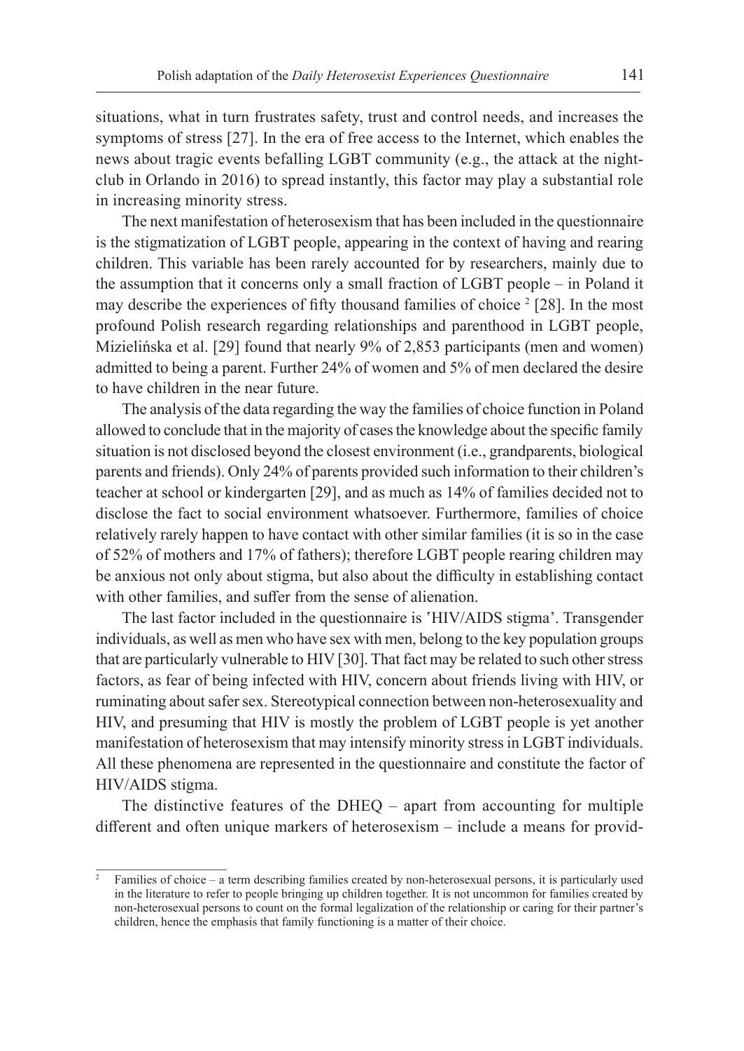situations, what in turn frustrates safety, trust and control needs, and increases the symptoms of stress [27]. In the era of free access to the Internet, which enables the news about tragic events befalling LGBT community (e.g., the attack at the nightclub in Orlando in 2016) to spread instantly, this factor may play a substantial role in increasing minority stress.

The next manifestation of heterosexism that has been included in the questionnaire is the stigmatization of LGBT people, appearing in the context of having and rearing children. This variable has been rarely accounted for by researchers, mainly due to the assumption that it concerns only a small fraction of LGBT people – in Poland it may describe the experiences of fifty thousand families of choice [2] [28]. In the most profound Polish research regarding relationships and parenthood in LGBT people, Mizielińska et al. [29] found that nearly 9% of 2,853 participants (men and women) admitted to being a parent. Further 24% of women and 5% of men declared the desire to have children in the near future.

The analysis of the data regarding the way the families of choice function in Poland allowed to conclude that in the majority of cases the knowledge about the specific family situation is not disclosed beyond the closest environment (i.e., grandparents, biological parents and friends). Only 24% of parents provided such information to their children's teacher at school or kindergarten [29], and as much as 14% of families decided not to disclose the fact to social environment whatsoever. Furthermore, families of choice relatively rarely happen to have contact with other similar families (it is so in the case of 52% of mothers and 17% of fathers); therefore LGBT people rearing children may be anxious not only about stigma, but also about the difficulty in establishing contact with other families, and suffer from the sense of alienation.

The last factor included in the questionnaire is 'HIV/AIDS stigma'. Transgender individuals, as well as men who have sex with men, belong to the key population groups that are particularly vulnerable to HIV [30]. That fact may be related to such other stress factors, as fear of being infected with HIV, concern about friends living with HIV, or ruminating about safer sex. Stereotypical connection between non-heterosexuality and HIV, and presuming that HIV is mostly the problem of LGBT people is yet another manifestation of heterosexism that may intensify minority stress in LGBT individuals. All these phenomena are represented in the questionnaire and constitute the factor of HIV/AIDS stigma.

The distinctive features of the DHEQ – apart from accounting for multiple different and often unique markers of heterosexism – include a means for provid-

---

[2] Families of choice – a term describing families created by non-heterosexual persons, it is particularly used in the literature to refer to people bringing up children together. It is not uncommon for families created by non-heterosexual persons to count on the formal legalization of the relationship or caring for their partner's children, hence the emphasis that family functioning is a matter of their choice.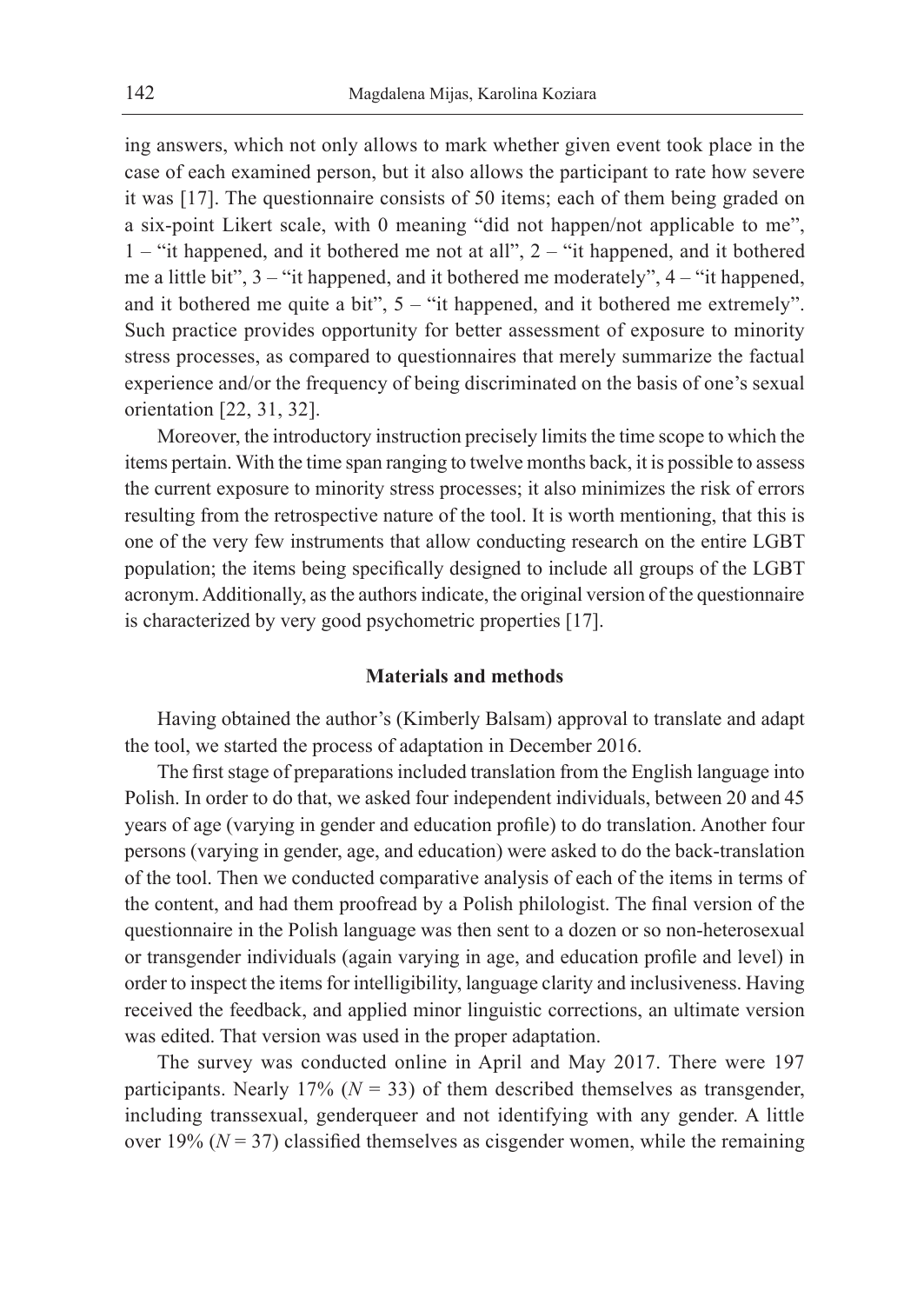ing answers, which not only allows to mark whether given event took place in the case of each examined person, but it also allows the participant to rate how severe it was [17]. The questionnaire consists of 50 items; each of them being graded on a six-point Likert scale, with 0 meaning "did not happen/not applicable to me", 1 – "it happened, and it bothered me not at all", 2 – "it happened, and it bothered me a little bit", 3 – "it happened, and it bothered me moderately", 4 – "it happened, and it bothered me quite a bit", 5 – "it happened, and it bothered me extremely". Such practice provides opportunity for better assessment of exposure to minority stress processes, as compared to questionnaires that merely summarize the factual experience and/or the frequency of being discriminated on the basis of one's sexual orientation [22, 31, 32].

Moreover, the introductory instruction precisely limits the time scope to which the items pertain. With the time span ranging to twelve months back, it is possible to assess the current exposure to minority stress processes; it also minimizes the risk of errors resulting from the retrospective nature of the tool. It is worth mentioning, that this is one of the very few instruments that allow conducting research on the entire LGBT population; the items being specifically designed to include all groups of the LGBT acronym. Additionally, as the authors indicate, the original version of the questionnaire is characterized by very good psychometric properties [17].

## Materials and methods

Having obtained the author's (Kimberly Balsam) approval to translate and adapt the tool, we started the process of adaptation in December 2016.

The first stage of preparations included translation from the English language into Polish. In order to do that, we asked four independent individuals, between 20 and 45 years of age (varying in gender and education profile) to do translation. Another four persons (varying in gender, age, and education) were asked to do the back-translation of the tool. Then we conducted comparative analysis of each of the items in terms of the content, and had them proofread by a Polish philologist. The final version of the questionnaire in the Polish language was then sent to a dozen or so non-heterosexual or transgender individuals (again varying in age, and education profile and level) in order to inspect the items for intelligibility, language clarity and inclusiveness. Having received the feedback, and applied minor linguistic corrections, an ultimate version was edited. That version was used in the proper adaptation.

The survey was conducted online in April and May 2017. There were 197 participants. Nearly 17% ($N = 33$) of them described themselves as transgender, including transsexual, genderqueer and not identifying with any gender. A little over 19% ($N = 37$) classified themselves as cisgender women, while the remaining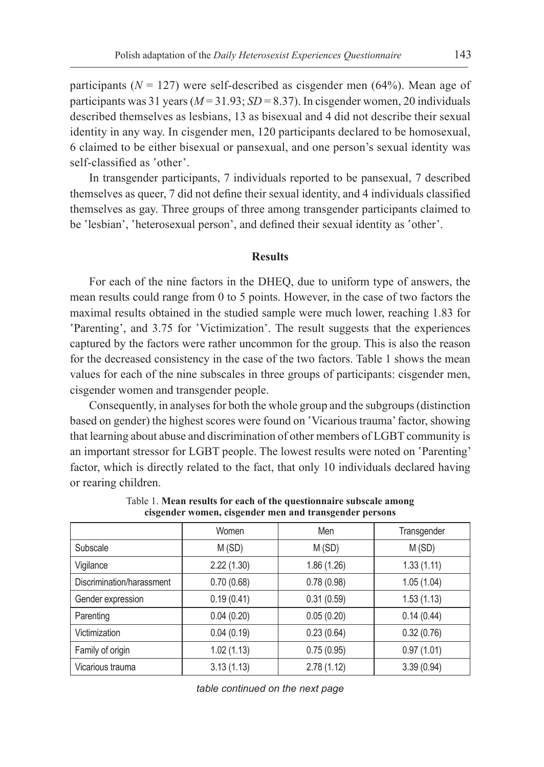participants ($N = 127$) were self-described as cisgender men (64%). Mean age of participants was 31 years ($M = 31.93$; $SD = 8.37$). In cisgender women, 20 individuals described themselves as lesbians, 13 as bisexual and 4 did not describe their sexual identity in any way. In cisgender men, 120 participants declared to be homosexual, 6 claimed to be either bisexual or pansexual, and one person's sexual identity was self-classified as 'other'.

In transgender participants, 7 individuals reported to be pansexual, 7 described themselves as queer, 7 did not define their sexual identity, and 4 individuals classified themselves as gay. Three groups of three among transgender participants claimed to be 'lesbian', 'heterosexual person', and defined their sexual identity as 'other'.

## Results

For each of the nine factors in the DHEQ, due to uniform type of answers, the mean results could range from 0 to 5 points. However, in the case of two factors the maximal results obtained in the studied sample were much lower, reaching 1.83 for 'Parenting', and 3.75 for 'Victimization'. The result suggests that the experiences captured by the factors were rather uncommon for the group. This is also the reason for the decreased consistency in the case of the two factors. Table 1 shows the mean values for each of the nine subscales in three groups of participants: cisgender men, cisgender women and transgender people.

Consequently, in analyses for both the whole group and the subgroups (distinction based on gender) the highest scores were found on 'Vicarious trauma' factor, showing that learning about abuse and discrimination of other members of LGBT community is an important stressor for LGBT people. The lowest results were noted on 'Parenting' factor, which is directly related to the fact, that only 10 individuals declared having or rearing children.

Table 1. **Mean results for each of the questionnaire subscale among cisgender women, cisgender men and transgender persons**

| | Women | Men | Transgender |
|---|---|---|---|
| Subscale | M (SD) | M (SD) | M (SD) |
| Vigilance | 2.22 (1.30) | 1.86 (1.26) | 1.33 (1.11) |
| Discrimination/harassment | 0.70 (0.68) | 0.78 (0.98) | 1.05 (1.04) |
| Gender expression | 0.19 (0.41) | 0.31 (0.59) | 1.53 (1.13) |
| Parenting | 0.04 (0.20) | 0.05 (0.20) | 0.14 (0.44) |
| Victimization | 0.04 (0.19) | 0.23 (0.64) | 0.32 (0.76) |
| Family of origin | 1.02 (1.13) | 0.75 (0.95) | 0.97 (1.01) |
| Vicarious trauma | 3.13 (1.13) | 2.78 (1.12) | 3.39 (0.94) |

*table continued on the next page*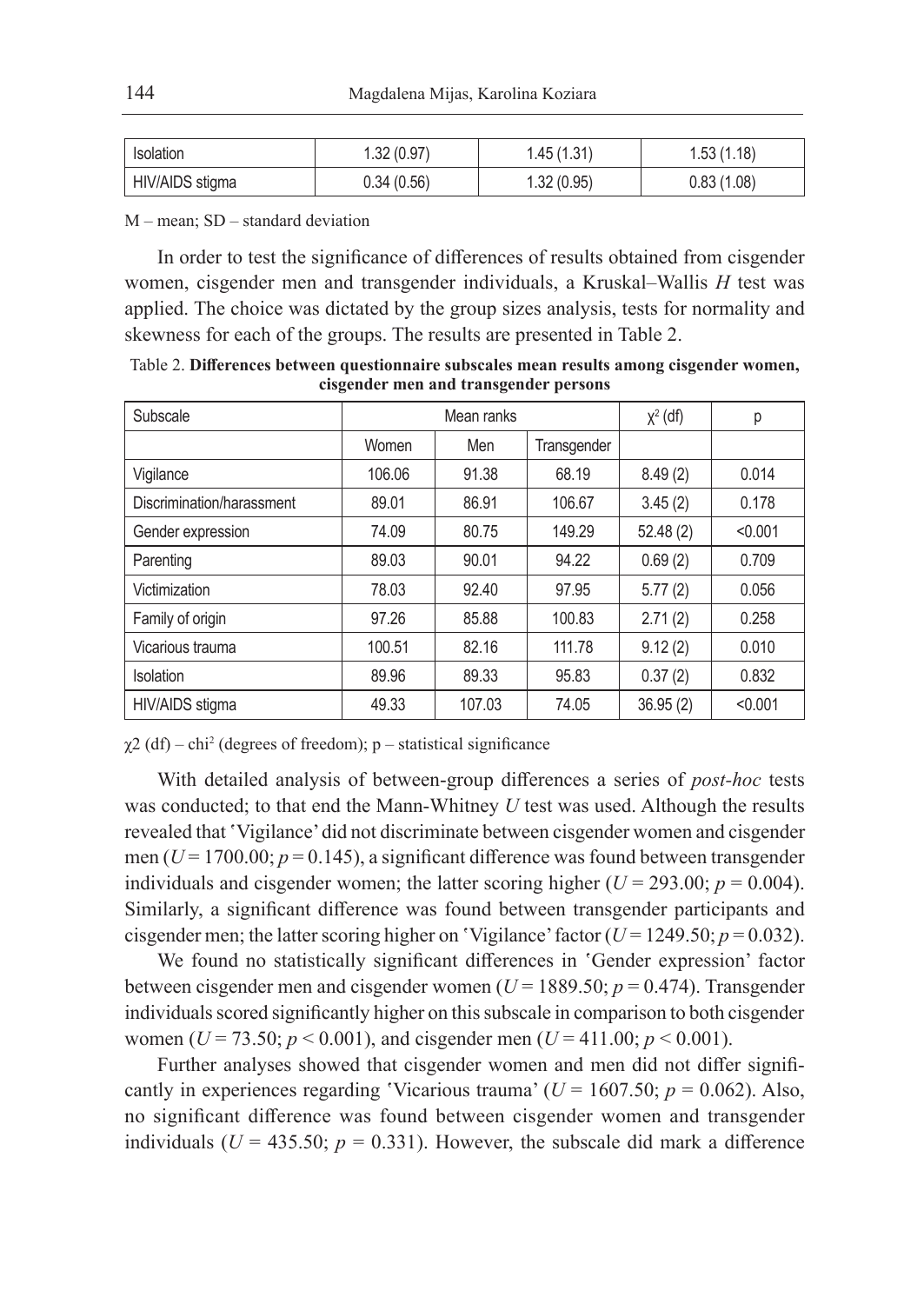| Isolation | 1.32 (0.97) | 1.45 (1.31) | 1.53 (1.18) |
|---|---|---|---|
| HIV/AIDS stigma | 0.34 (0.56) | 1.32 (0.95) | 0.83 (1.08) |

M – mean; SD – standard deviation

In order to test the significance of differences of results obtained from cisgender women, cisgender men and transgender individuals, a Kruskal–Wallis *H* test was applied. The choice was dictated by the group sizes analysis, tests for normality and skewness for each of the groups. The results are presented in Table 2.

Table 2. **Differences between questionnaire subscales mean results among cisgender women, cisgender men and transgender persons**

| Subscale | Mean ranks | | | $\chi^2$ (df) | p |
|---|---|---|---|---|---|
| | Women | Men | Transgender | | |
| Vigilance | 106.06 | 91.38 | 68.19 | 8.49 (2) | 0.014 |
| Discrimination/harassment | 89.01 | 86.91 | 106.67 | 3.45 (2) | 0.178 |
| Gender expression | 74.09 | 80.75 | 149.29 | 52.48 (2) | <0.001 |
| Parenting | 89.03 | 90.01 | 94.22 | 0.69 (2) | 0.709 |
| Victimization | 78.03 | 92.40 | 97.95 | 5.77 (2) | 0.056 |
| Family of origin | 97.26 | 85.88 | 100.83 | 2.71 (2) | 0.258 |
| Vicarious trauma | 100.51 | 82.16 | 111.78 | 9.12 (2) | 0.010 |
| Isolation | 89.96 | 89.33 | 95.83 | 0.37 (2) | 0.832 |
| HIV/AIDS stigma | 49.33 | 107.03 | 74.05 | 36.95 (2) | <0.001 |

$\chi^2$ (df) – chi$^2$ (degrees of freedom); p – statistical significance

With detailed analysis of between-group differences a series of *post-hoc* tests was conducted; to that end the Mann-Whitney *U* test was used. Although the results revealed that 'Vigilance' did not discriminate between cisgender women and cisgender men ($U = 1700.00$; $p = 0.145$), a significant difference was found between transgender individuals and cisgender women; the latter scoring higher ($U = 293.00$; $p = 0.004$). Similarly, a significant difference was found between transgender participants and cisgender men; the latter scoring higher on 'Vigilance' factor ($U = 1249.50$; $p = 0.032$).

We found no statistically significant differences in 'Gender expression' factor between cisgender men and cisgender women ($U = 1889.50$; $p = 0.474$). Transgender individuals scored significantly higher on this subscale in comparison to both cisgender women ($U = 73.50$; $p < 0.001$), and cisgender men ($U = 411.00$; $p < 0.001$).

Further analyses showed that cisgender women and men did not differ significantly in experiences regarding 'Vicarious trauma' ($U = 1607.50$; $p = 0.062$). Also, no significant difference was found between cisgender women and transgender individuals ($U = 435.50$; $p = 0.331$). However, the subscale did mark a difference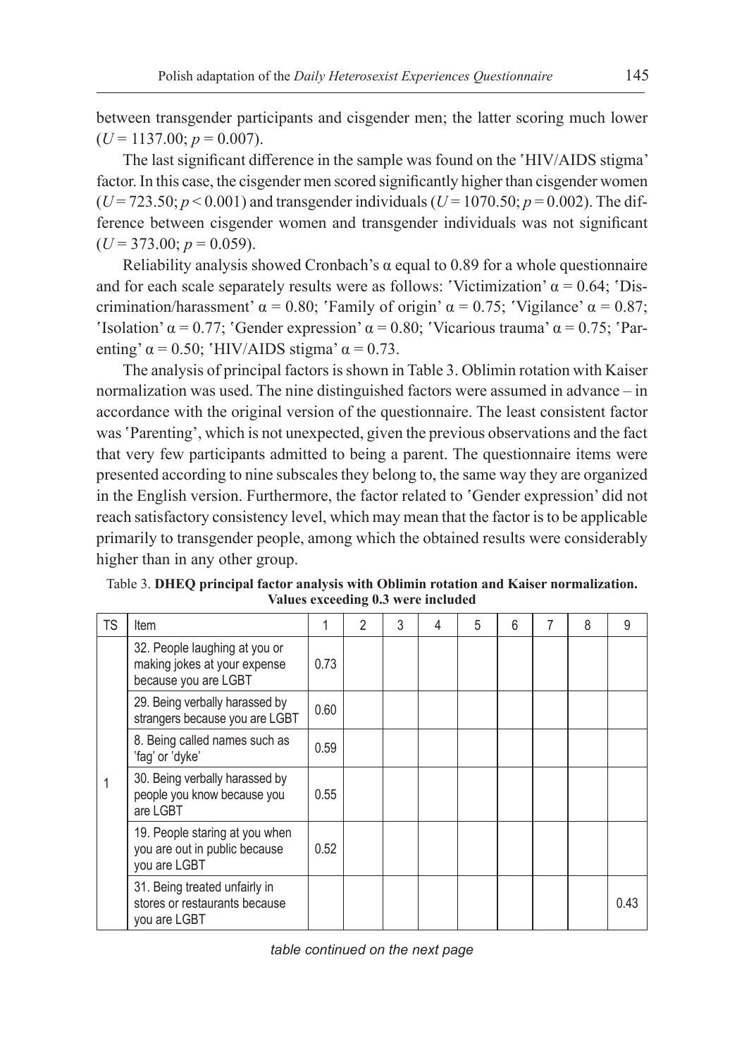between transgender participants and cisgender men; the latter scoring much lower ($U = 1137.00$; $p = 0.007$).

The last significant difference in the sample was found on the 'HIV/AIDS stigma' factor. In this case, the cisgender men scored significantly higher than cisgender women ($U = 723.50$; $p < 0.001$) and transgender individuals ($U = 1070.50$; $p = 0.002$). The difference between cisgender women and transgender individuals was not significant ($U = 373.00$; $p = 0.059$).

Reliability analysis showed Cronbach's α equal to 0.89 for a whole questionnaire and for each scale separately results were as follows: 'Victimization' α = 0.64; 'Discrimination/harassment' α = 0.80; 'Family of origin' α = 0.75; 'Vigilance' α = 0.87; 'Isolation' α = 0.77; 'Gender expression' α = 0.80; 'Vicarious trauma' α = 0.75; 'Parenting' α = 0.50; 'HIV/AIDS stigma' α = 0.73.

The analysis of principal factors is shown in Table 3. Oblimin rotation with Kaiser normalization was used. The nine distinguished factors were assumed in advance – in accordance with the original version of the questionnaire. The least consistent factor was 'Parenting', which is not unexpected, given the previous observations and the fact that very few participants admitted to being a parent. The questionnaire items were presented according to nine subscales they belong to, the same way they are organized in the English version. Furthermore, the factor related to 'Gender expression' did not reach satisfactory consistency level, which may mean that the factor is to be applicable primarily to transgender people, among which the obtained results were considerably higher than in any other group.

Table 3. **DHEQ principal factor analysis with Oblimin rotation and Kaiser normalization. Values exceeding 0.3 were included**

| TS | Item | 1 | 2 | 3 | 4 | 5 | 6 | 7 | 8 | 9 |
|---|---|---|---|---|---|---|---|---|---|---|
| 1 | 32. People laughing at you or making jokes at your expense because you are LGBT | 0.73 | | | | | | | | |
| | 29. Being verbally harassed by strangers because you are LGBT | 0.60 | | | | | | | | |
| | 8. Being called names such as 'fag' or 'dyke' | 0.59 | | | | | | | | |
| | 30. Being verbally harassed by people you know because you are LGBT | 0.55 | | | | | | | | |
| | 19. People staring at you when you are out in public because you are LGBT | 0.52 | | | | | | | | |
| | 31. Being treated unfairly in stores or restaurants because you are LGBT | | | | | | | | | 0.43 |

*table continued on the next page*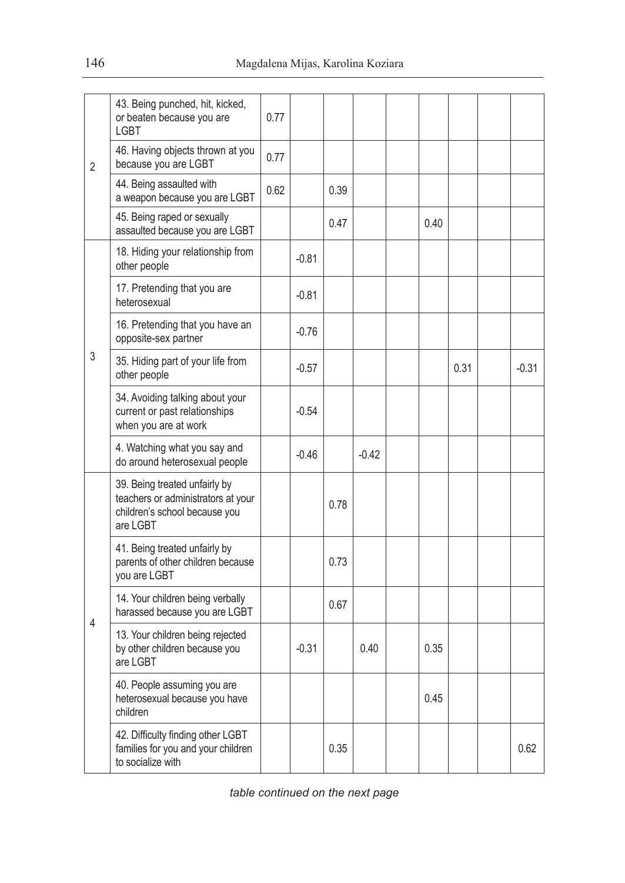| | | | | | | | | | | |
|---|---|---|---|---|---|---|---|---|---|---|
| 2 | 43. Being punched, hit, kicked, or beaten because you are LGBT | 0.77 | | | | | | | | |
| | 46. Having objects thrown at you because you are LGBT | 0.77 | | | | | | | | |
| | 44. Being assaulted with a weapon because you are LGBT | 0.62 | | 0.39 | | | | | | |
| | 45. Being raped or sexually assaulted because you are LGBT | | | 0.47 | | | 0.40 | | | |
| 3 | 18. Hiding your relationship from other people | | -0.81 | | | | | | | |
| | 17. Pretending that you are heterosexual | | -0.81 | | | | | | | |
| | 16. Pretending that you have an opposite-sex partner | | -0.76 | | | | | | | |
| | 35. Hiding part of your life from other people | | -0.57 | | | | | 0.31 | | -0.31 |
| | 34. Avoiding talking about your current or past relationships when you are at work | | -0.54 | | | | | | | |
| | 4. Watching what you say and do around heterosexual people | | -0.46 | | -0.42 | | | | | |
| 4 | 39. Being treated unfairly by teachers or administrators at your children's school because you are LGBT | | | 0.78 | | | | | | |
| | 41. Being treated unfairly by parents of other children because you are LGBT | | | 0.73 | | | | | | |
| | 14. Your children being verbally harassed because you are LGBT | | | 0.67 | | | | | | |
| | 13. Your children being rejected by other children because you are LGBT | | -0.31 | | 0.40 | | 0.35 | | | |
| | 40. People assuming you are heterosexual because you have children | | | | | | 0.45 | | | |
| | 42. Difficulty finding other LGBT families for you and your children to socialize with | | | 0.35 | | | | | | 0.62 |

*table continued on the next page*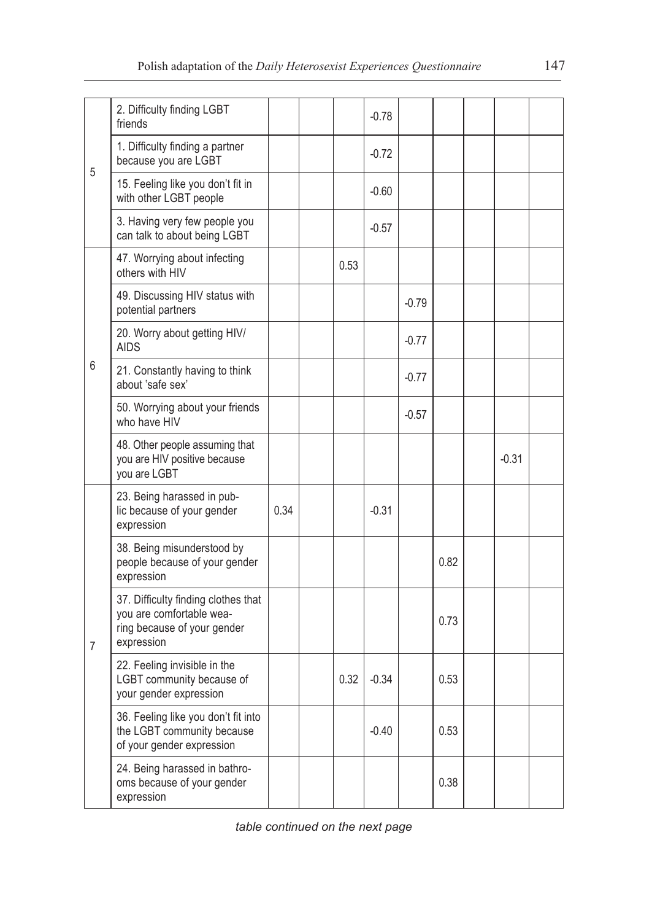| | | | | | | | | | | |
|---|---|---|---|---|---|---|---|---|---|---|
| 5 | 2. Difficulty finding LGBT friends | | | | -0.78 | | | | | |
| | 1. Difficulty finding a partner because you are LGBT | | | | -0.72 | | | | | |
| | 15. Feeling like you don't fit in with other LGBT people | | | | -0.60 | | | | | |
| | 3. Having very few people you can talk to about being LGBT | | | | -0.57 | | | | | |
| 6 | 47. Worrying about infecting others with HIV | | | 0.53 | | | | | | |
| | 49. Discussing HIV status with potential partners | | | | | -0.79 | | | | |
| | 20. Worry about getting HIV/AIDS | | | | | -0.77 | | | | |
| | 21. Constantly having to think about 'safe sex' | | | | | -0.77 | | | | |
| | 50. Worrying about your friends who have HIV | | | | | -0.57 | | | | |
| | 48. Other people assuming that you are HIV positive because you are LGBT | | | | | | | | -0.31 | |
| 7 | 23. Being harassed in public because of your gender expression | 0.34 | | | -0.31 | | | | | |
| | 38. Being misunderstood by people because of your gender expression | | | | | | 0.82 | | | |
| | 37. Difficulty finding clothes that you are comfortable wearing because of your gender expression | | | | | | 0.73 | | | |
| | 22. Feeling invisible in the LGBT community because of your gender expression | | | 0.32 | -0.34 | | 0.53 | | | |
| | 36. Feeling like you don't fit into the LGBT community because of your gender expression | | | | -0.40 | | 0.53 | | | |
| | 24. Being harassed in bathrooms because of your gender expression | | | | | | 0.38 | | | |

*table continued on the next page*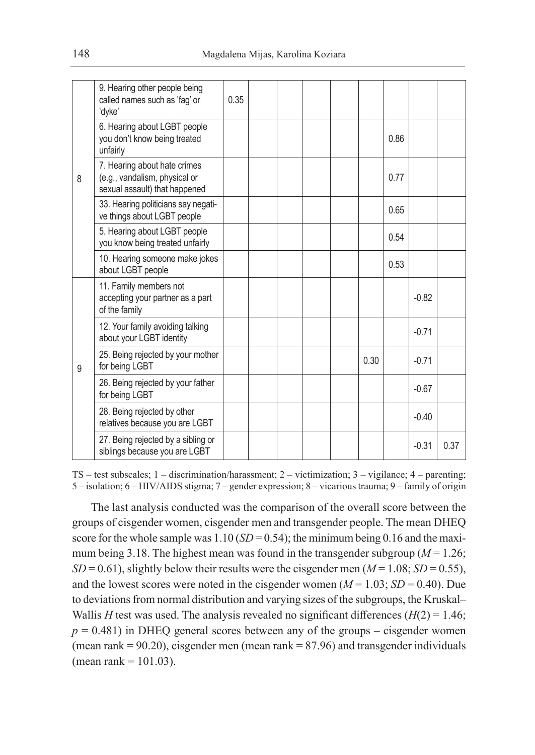| TS | Item | 1 | 2 | 3 | 4 | 5 | 6 | 7 | 8 | 9 |
|---|---|---|---|---|---|---|---|---|---|---|
| | 9. Hearing other people being called names such as 'fag' or 'dyke' | 0.35 | | | | | | | | |
| 8 | 6. Hearing about LGBT people you don't know being treated unfairly | | | | | | | 0.86 | | |
| | 7. Hearing about hate crimes (e.g., vandalism, physical or sexual assault) that happened | | | | | | | 0.77 | | |
| | 33. Hearing politicians say negative things about LGBT people | | | | | | | 0.65 | | |
| | 5. Hearing about LGBT people you know being treated unfairly | | | | | | | 0.54 | | |
| | 10. Hearing someone make jokes about LGBT people | | | | | | | 0.53 | | |
| 9 | 11. Family members not accepting your partner as a part of the family | | | | | | | | -0.82 | |
| | 12. Your family avoiding talking about your LGBT identity | | | | | | | | -0.71 | |
| | 25. Being rejected by your mother for being LGBT | | | | | | 0.30 | | -0.71 | |
| | 26. Being rejected by your father for being LGBT | | | | | | | | -0.67 | |
| | 28. Being rejected by other relatives because you are LGBT | | | | | | | | -0.40 | |
| | 27. Being rejected by a sibling or siblings because you are LGBT | | | | | | | | -0.31 | 0.37 |

TS – test subscales; 1 – discrimination/harassment; 2 – victimization; 3 – vigilance; 4 – parenting; 5 – isolation; 6 – HIV/AIDS stigma; 7 – gender expression; 8 – vicarious trauma; 9 – family of origin

The last analysis conducted was the comparison of the overall score between the groups of cisgender women, cisgender men and transgender people. The mean DHEQ score for the whole sample was 1.10 ($SD = 0.54$); the minimum being 0.16 and the maximum being 3.18. The highest mean was found in the transgender subgroup ($M = 1.26$; $SD = 0.61$), slightly below their results were the cisgender men ($M = 1.08$; $SD = 0.55$), and the lowest scores were noted in the cisgender women ($M = 1.03$; $SD = 0.40$). Due to deviations from normal distribution and varying sizes of the subgroups, the Kruskal–Wallis $H$ test was used. The analysis revealed no significant differences ($H(2) = 1.46$; $p = 0.481$) in DHEQ general scores between any of the groups – cisgender women (mean rank = 90.20), cisgender men (mean rank = 87.96) and transgender individuals (mean rank = 101.03).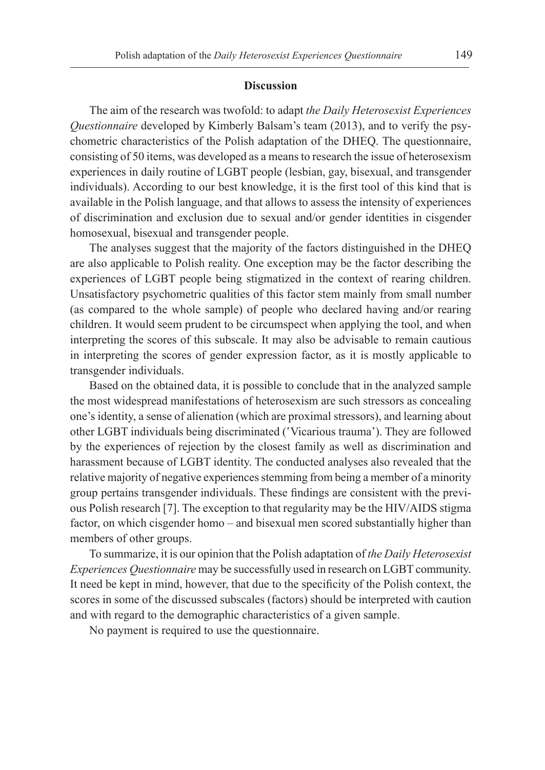## Discussion

The aim of the research was twofold: to adapt *the Daily Heterosexist Experiences Questionnaire* developed by Kimberly Balsam's team (2013), and to verify the psychometric characteristics of the Polish adaptation of the DHEQ. The questionnaire, consisting of 50 items, was developed as a means to research the issue of heterosexism experiences in daily routine of LGBT people (lesbian, gay, bisexual, and transgender individuals). According to our best knowledge, it is the first tool of this kind that is available in the Polish language, and that allows to assess the intensity of experiences of discrimination and exclusion due to sexual and/or gender identities in cisgender homosexual, bisexual and transgender people.

The analyses suggest that the majority of the factors distinguished in the DHEQ are also applicable to Polish reality. One exception may be the factor describing the experiences of LGBT people being stigmatized in the context of rearing children. Unsatisfactory psychometric qualities of this factor stem mainly from small number (as compared to the whole sample) of people who declared having and/or rearing children. It would seem prudent to be circumspect when applying the tool, and when interpreting the scores of this subscale. It may also be advisable to remain cautious in interpreting the scores of gender expression factor, as it is mostly applicable to transgender individuals.

Based on the obtained data, it is possible to conclude that in the analyzed sample the most widespread manifestations of heterosexism are such stressors as concealing one's identity, a sense of alienation (which are proximal stressors), and learning about other LGBT individuals being discriminated ('Vicarious trauma'). They are followed by the experiences of rejection by the closest family as well as discrimination and harassment because of LGBT identity. The conducted analyses also revealed that the relative majority of negative experiences stemming from being a member of a minority group pertains transgender individuals. These findings are consistent with the previous Polish research [7]. The exception to that regularity may be the HIV/AIDS stigma factor, on which cisgender homo – and bisexual men scored substantially higher than members of other groups.

To summarize, it is our opinion that the Polish adaptation of *the Daily Heterosexist Experiences Questionnaire* may be successfully used in research on LGBT community. It need be kept in mind, however, that due to the specificity of the Polish context, the scores in some of the discussed subscales (factors) should be interpreted with caution and with regard to the demographic characteristics of a given sample.

No payment is required to use the questionnaire.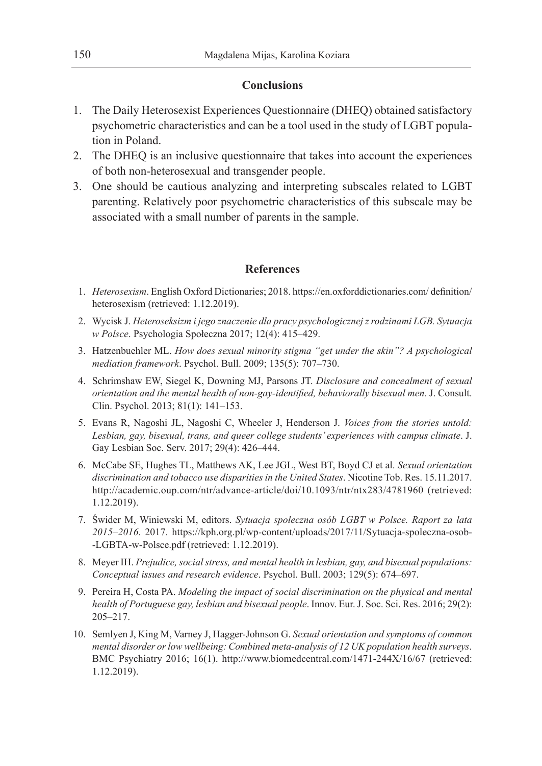## Conclusions

1. The Daily Heterosexist Experiences Questionnaire (DHEQ) obtained satisfactory psychometric characteristics and can be a tool used in the study of LGBT population in Poland.
2. The DHEQ is an inclusive questionnaire that takes into account the experiences of both non-heterosexual and transgender people.
3. One should be cautious analyzing and interpreting subscales related to LGBT parenting. Relatively poor psychometric characteristics of this subscale may be associated with a small number of parents in the sample.

## References

1. *Heterosexism*. English Oxford Dictionaries; 2018. https://en.oxforddictionaries.com/ definition/heterosexism (retrieved: 1.12.2019).
2. Wycisk J. *Heteroseksizm i jego znaczenie dla pracy psychologicznej z rodzinami LGB. Sytuacja w Polsce*. Psychologia Społeczna 2017; 12(4): 415–429.
3. Hatzenbuehler ML. *How does sexual minority stigma "get under the skin"? A psychological mediation framework*. Psychol. Bull. 2009; 135(5): 707–730.
4. Schrimshaw EW, Siegel K, Downing MJ, Parsons JT. *Disclosure and concealment of sexual orientation and the mental health of non-gay-identified, behaviorally bisexual men*. J. Consult. Clin. Psychol. 2013; 81(1): 141–153.
5. Evans R, Nagoshi JL, Nagoshi C, Wheeler J, Henderson J. *Voices from the stories untold: Lesbian, gay, bisexual, trans, and queer college students' experiences with campus climate*. J. Gay Lesbian Soc. Serv. 2017; 29(4): 426–444.
6. McCabe SE, Hughes TL, Matthews AK, Lee JGL, West BT, Boyd CJ et al. *Sexual orientation discrimination and tobacco use disparities in the United States*. Nicotine Tob. Res. 15.11.2017. http://academic.oup.com/ntr/advance-article/doi/10.1093/ntr/ntx283/4781960 (retrieved: 1.12.2019).
7. Świder M, Winiewski M, editors. *Sytuacja społeczna osób LGBT w Polsce. Raport za lata 2015–2016*. 2017. https://kph.org.pl/wp-content/uploads/2017/11/Sytuacja-spoleczna-osob--LGBTA-w-Polsce.pdf (retrieved: 1.12.2019).
8. Meyer IH. *Prejudice, social stress, and mental health in lesbian, gay, and bisexual populations: Conceptual issues and research evidence*. Psychol. Bull. 2003; 129(5): 674–697.
9. Pereira H, Costa PA. *Modeling the impact of social discrimination on the physical and mental health of Portuguese gay, lesbian and bisexual people*. Innov. Eur. J. Soc. Sci. Res. 2016; 29(2): 205–217.
10. Semlyen J, King M, Varney J, Hagger-Johnson G. *Sexual orientation and symptoms of common mental disorder or low wellbeing: Combined meta-analysis of 12 UK population health surveys*. BMC Psychiatry 2016; 16(1). http://www.biomedcentral.com/1471-244X/16/67 (retrieved: 1.12.2019).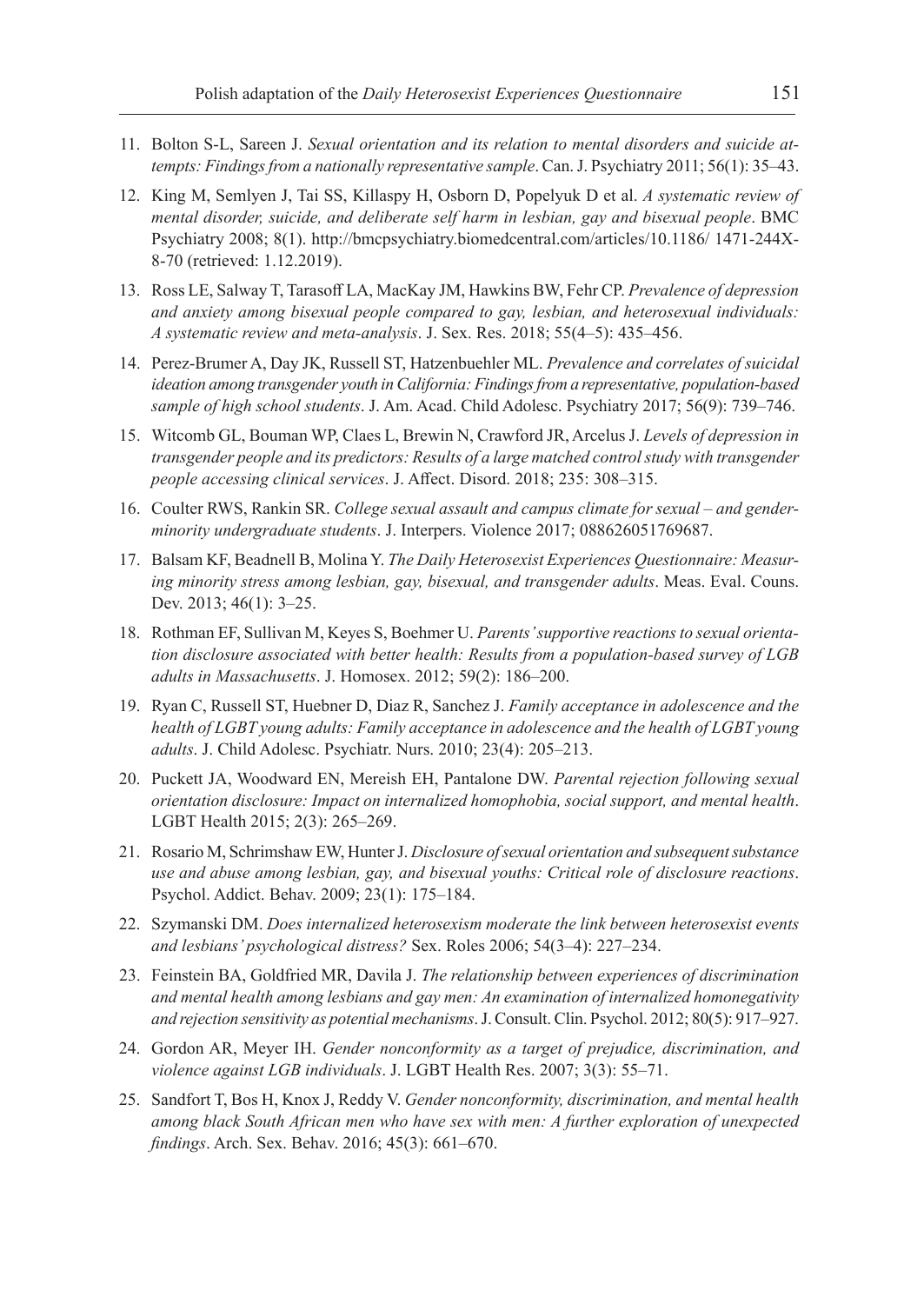11. Bolton S-L, Sareen J. *Sexual orientation and its relation to mental disorders and suicide attempts: Findings from a nationally representative sample*. Can. J. Psychiatry 2011; 56(1): 35–43.
12. King M, Semlyen J, Tai SS, Killaspy H, Osborn D, Popelyuk D et al. *A systematic review of mental disorder, suicide, and deliberate self harm in lesbian, gay and bisexual people*. BMC Psychiatry 2008; 8(1). http://bmcpsychiatry.biomedcentral.com/articles/10.1186/ 1471-244X-8-70 (retrieved: 1.12.2019).
13. Ross LE, Salway T, Tarasoff LA, MacKay JM, Hawkins BW, Fehr CP. *Prevalence of depression and anxiety among bisexual people compared to gay, lesbian, and heterosexual individuals: A systematic review and meta-analysis*. J. Sex. Res. 2018; 55(4–5): 435–456.
14. Perez-Brumer A, Day JK, Russell ST, Hatzenbuehler ML. *Prevalence and correlates of suicidal ideation among transgender youth in California: Findings from a representative, population-based sample of high school students*. J. Am. Acad. Child Adolesc. Psychiatry 2017; 56(9): 739–746.
15. Witcomb GL, Bouman WP, Claes L, Brewin N, Crawford JR, Arcelus J. *Levels of depression in transgender people and its predictors: Results of a large matched control study with transgender people accessing clinical services*. J. Affect. Disord. 2018; 235: 308–315.
16. Coulter RWS, Rankin SR. *College sexual assault and campus climate for sexual – and gender-minority undergraduate students*. J. Interpers. Violence 2017; 088626051769687.
17. Balsam KF, Beadnell B, Molina Y. *The Daily Heterosexist Experiences Questionnaire: Measuring minority stress among lesbian, gay, bisexual, and transgender adults*. Meas. Eval. Couns. Dev. 2013; 46(1): 3–25.
18. Rothman EF, Sullivan M, Keyes S, Boehmer U. *Parents' supportive reactions to sexual orientation disclosure associated with better health: Results from a population-based survey of LGB adults in Massachusetts*. J. Homosex. 2012; 59(2): 186–200.
19. Ryan C, Russell ST, Huebner D, Diaz R, Sanchez J. *Family acceptance in adolescence and the health of LGBT young adults: Family acceptance in adolescence and the health of LGBT young adults*. J. Child Adolesc. Psychiatr. Nurs. 2010; 23(4): 205–213.
20. Puckett JA, Woodward EN, Mereish EH, Pantalone DW. *Parental rejection following sexual orientation disclosure: Impact on internalized homophobia, social support, and mental health*. LGBT Health 2015; 2(3): 265–269.
21. Rosario M, Schrimshaw EW, Hunter J. *Disclosure of sexual orientation and subsequent substance use and abuse among lesbian, gay, and bisexual youths: Critical role of disclosure reactions*. Psychol. Addict. Behav. 2009; 23(1): 175–184.
22. Szymanski DM. *Does internalized heterosexism moderate the link between heterosexist events and lesbians' psychological distress?* Sex. Roles 2006; 54(3–4): 227–234.
23. Feinstein BA, Goldfried MR, Davila J. *The relationship between experiences of discrimination and mental health among lesbians and gay men: An examination of internalized homonegativity and rejection sensitivity as potential mechanisms*. J. Consult. Clin. Psychol. 2012; 80(5): 917–927.
24. Gordon AR, Meyer IH. *Gender nonconformity as a target of prejudice, discrimination, and violence against LGB individuals*. J. LGBT Health Res. 2007; 3(3): 55–71.
25. Sandfort T, Bos H, Knox J, Reddy V. *Gender nonconformity, discrimination, and mental health among black South African men who have sex with men: A further exploration of unexpected findings*. Arch. Sex. Behav. 2016; 45(3): 661–670.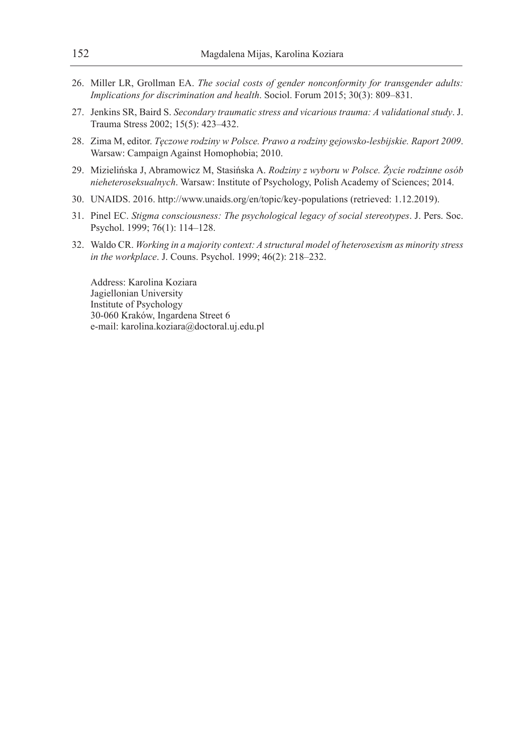26. Miller LR, Grollman EA. *The social costs of gender nonconformity for transgender adults: Implications for discrimination and health*. Sociol. Forum 2015; 30(3): 809–831.
27. Jenkins SR, Baird S. *Secondary traumatic stress and vicarious trauma: A validational study*. J. Trauma Stress 2002; 15(5): 423–432.
28. Zima M, editor. *Tęczowe rodziny w Polsce. Prawo a rodziny gejowsko-lesbijskie. Raport 2009*. Warsaw: Campaign Against Homophobia; 2010.
29. Mizielińska J, Abramowicz M, Stasińska A. *Rodziny z wyboru w Polsce. Życie rodzinne osób nieheteroseksualnych*. Warsaw: Institute of Psychology, Polish Academy of Sciences; 2014.
30. UNAIDS. 2016. http://www.unaids.org/en/topic/key-populations (retrieved: 1.12.2019).
31. Pinel EC. *Stigma consciousness: The psychological legacy of social stereotypes*. J. Pers. Soc. Psychol. 1999; 76(1): 114–128.
32. Waldo CR. *Working in a majority context: A structural model of heterosexism as minority stress in the workplace*. J. Couns. Psychol. 1999; 46(2): 218–232.

Address: Karolina Koziara
Jagiellonian University
Institute of Psychology
30-060 Kraków, Ingardena Street 6
e-mail: karolina.koziara@doctoral.uj.edu.pl